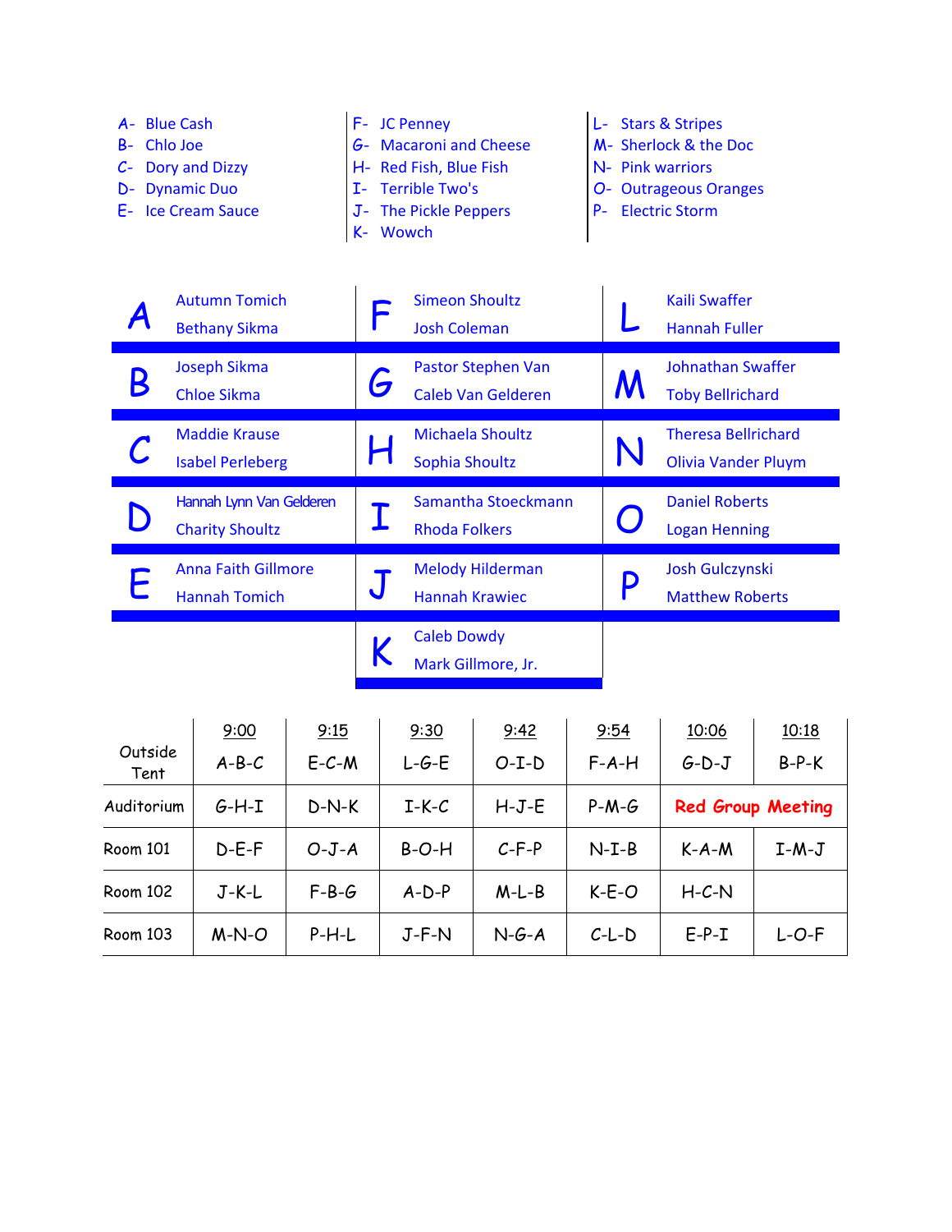A- Blue Cash
B- Chlo Joe
C- Dory and Dizzy
D- Dynamic Duo
E- Ice Cream Sauce

F- JC Penney
G- Macaroni and Cheese
H- Red Fish, Blue Fish
I- Terrible Two's
J- The Pickle Peppers
K- Wowch

L- Stars & Stripes
M- Sherlock & the Doc
N- Pink warriors
O- Outrageous Oranges
P- Electric Storm

| | | | | | |
|---|---|---|---|---|---|
| A | Autumn Tomich<br>Bethany Sikma | F | Simeon Shoultz<br>Josh Coleman | L | Kaili Swaffer<br>Hannah Fuller |
| B | Joseph Sikma<br>Chloe Sikma | G | Pastor Stephen Van<br>Caleb Van Gelderen | M | Johnathan Swaffer<br>Toby Bellrichard |
| C | Maddie Krause<br>Isabel Perleberg | H | Michaela Shoultz<br>Sophia Shoultz | N | Theresa Bellrichard<br>Olivia Vander Pluym |
| D | Hannah Lynn Van Gelderen<br>Charity Shoultz | I | Samantha Stoeckmann<br>Rhoda Folkers | O | Daniel Roberts<br>Logan Henning |
| E | Anna Faith Gillmore<br>Hannah Tomich | J | Melody Hilderman<br>Hannah Krawiec | P | Josh Gulczynski<br>Matthew Roberts |
| | | K | Caleb Dowdy<br>Mark Gillmore, Jr. | | |

| | 9:00 | 9:15 | 9:30 | 9:42 | 9:54 | 10:06 | 10:18 |
|---|---|---|---|---|---|---|---|
| Outside Tent | A-B-C | E-C-M | L-G-E | O-I-D | F-A-H | G-D-J | B-P-K |
| Auditorium | G-H-I | D-N-K | I-K-C | H-J-E | P-M-G | **Red Group Meeting** | |
| Room 101 | D-E-F | O-J-A | B-O-H | C-F-P | N-I-B | K-A-M | I-M-J |
| Room 102 | J-K-L | F-B-G | A-D-P | M-L-B | K-E-O | H-C-N | |
| Room 103 | M-N-O | P-H-L | J-F-N | N-G-A | C-L-D | E-P-I | L-O-F |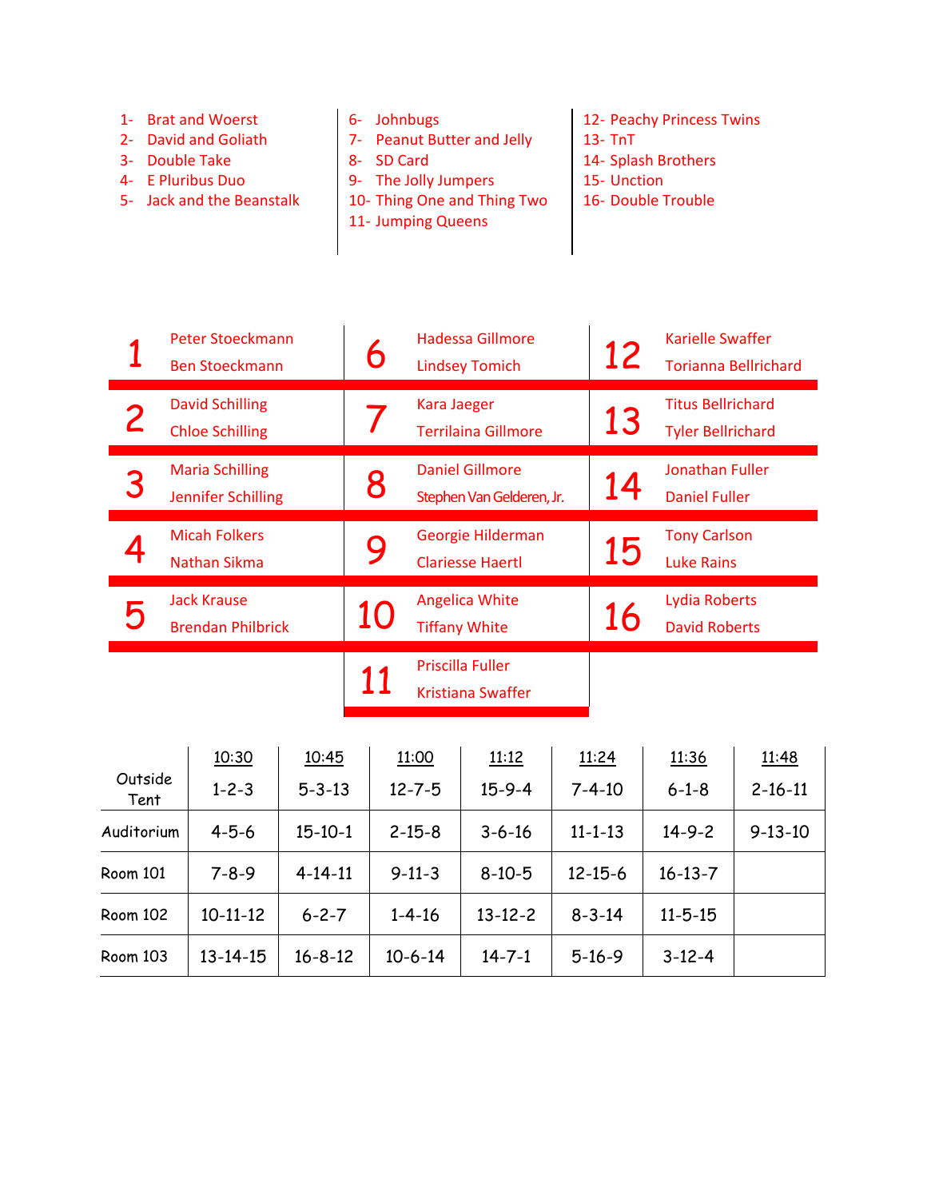1- Brat and Woerst
2- David and Goliath
3- Double Take
4- E Pluribus Duo
5- Jack and the Beanstalk
6- Johnbugs
7- Peanut Butter and Jelly
8- SD Card
9- The Jolly Jumpers
10- Thing One and Thing Two
11- Jumping Queens
12- Peachy Princess Twins
13- TnT
14- Splash Brothers
15- Unction
16- Double Trouble

| | | | | | |
|---|---|---|---|---|---|
| 1 | Peter Stoeckmann<br>Ben Stoeckmann | 6 | Hadessa Gillmore<br>Lindsey Tomich | 12 | Karielle Swaffer<br>Torianna Bellrichard |
| 2 | David Schilling<br>Chloe Schilling | 7 | Kara Jaeger<br>Terrilaina Gillmore | 13 | Titus Bellrichard<br>Tyler Bellrichard |
| 3 | Maria Schilling<br>Jennifer Schilling | 8 | Daniel Gillmore<br>Stephen Van Gelderen, Jr. | 14 | Jonathan Fuller<br>Daniel Fuller |
| 4 | Micah Folkers<br>Nathan Sikma | 9 | Georgie Hilderman<br>Clariesse Haertl | 15 | Tony Carlson<br>Luke Rains |
| 5 | Jack Krause<br>Brendan Philbrick | 10 | Angelica White<br>Tiffany White | 16 | Lydia Roberts<br>David Roberts |
| | | 11 | Priscilla Fuller<br>Kristiana Swaffer | | |

| | 10:30 | 10:45 | 11:00 | 11:12 | 11:24 | 11:36 | 11:48 |
|---|---|---|---|---|---|---|---|
| Outside Tent | 1-2-3 | 5-3-13 | 12-7-5 | 15-9-4 | 7-4-10 | 6-1-8 | 2-16-11 |
| Auditorium | 4-5-6 | 15-10-1 | 2-15-8 | 3-6-16 | 11-1-13 | 14-9-2 | 9-13-10 |
| Room 101 | 7-8-9 | 4-14-11 | 9-11-3 | 8-10-5 | 12-15-6 | 16-13-7 | |
| Room 102 | 10-11-12 | 6-2-7 | 1-4-16 | 13-12-2 | 8-3-14 | 11-5-15 | |
| Room 103 | 13-14-15 | 16-8-12 | 10-6-14 | 14-7-1 | 5-16-9 | 3-12-4 | |